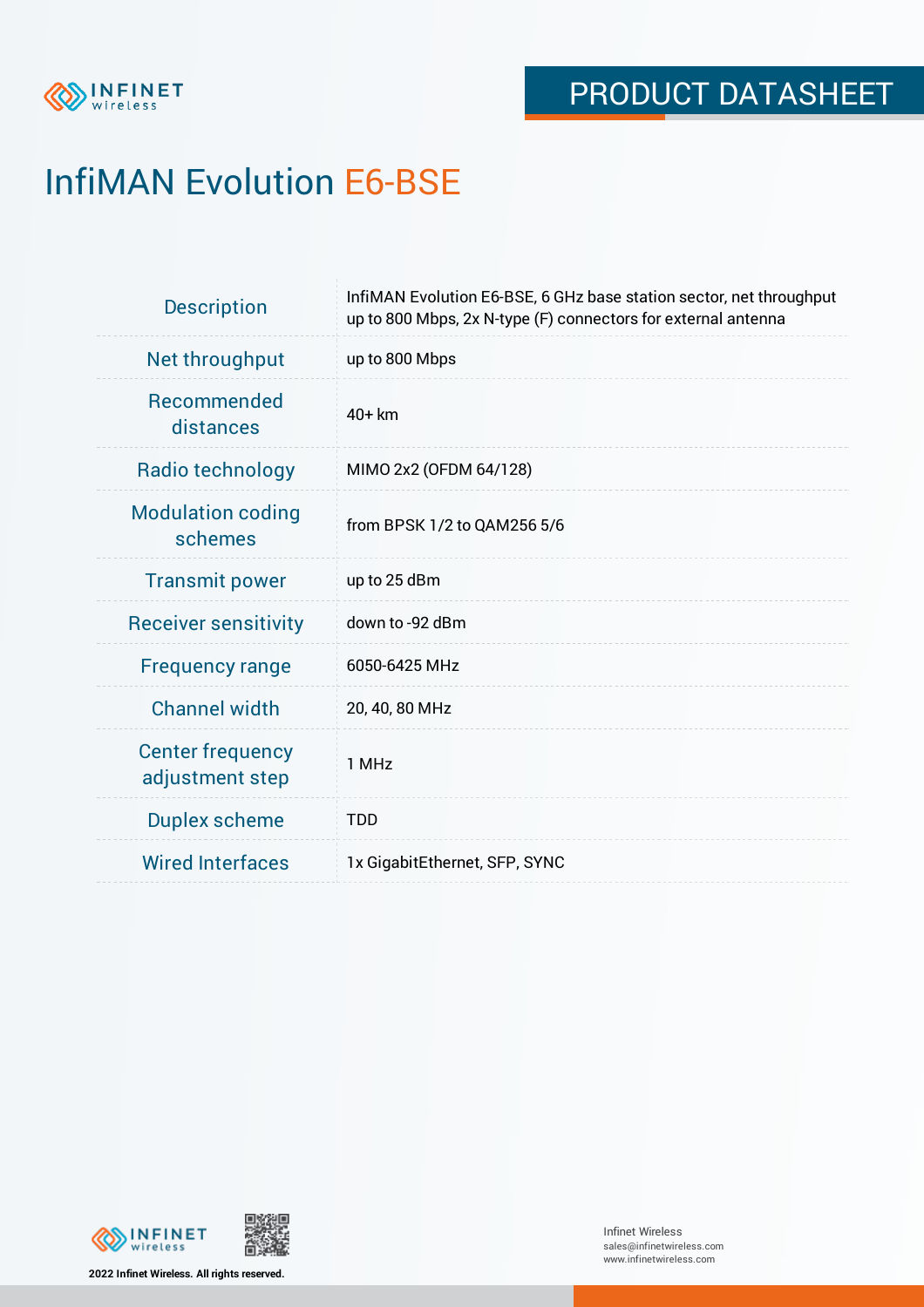PRODUCT DATASHEET

# InfiMAN Evolution E6-BSE

| | |
|---|---|
| Description | InfiMAN Evolution E6-BSE, 6 GHz base station sector, net throughput up to 800 Mbps, 2x N-type (F) connectors for external antenna |
| Net throughput | up to 800 Mbps |
| Recommended distances | 40+ km |
| Radio technology | MIMO 2x2 (OFDM 64/128) |
| Modulation coding schemes | from BPSK 1/2 to QAM256 5/6 |
| Transmit power | up to 25 dBm |
| Receiver sensitivity | down to -92 dBm |
| Frequency range | 6050-6425 MHz |
| Channel width | 20, 40, 80 MHz |
| Center frequency adjustment step | 1 MHz |
| Duplex scheme | TDD |
| Wired Interfaces | 1x GigabitEthernet, SFP, SYNC |

2022 Infinet Wireless. All rights reserved.

Infinet Wireless
sales@infinetwireless.com
www.infinetwireless.com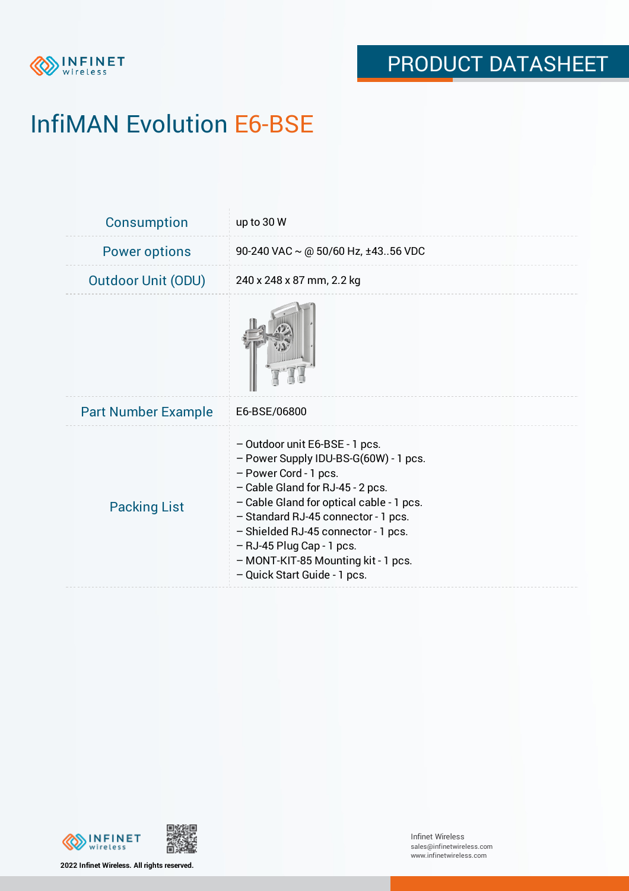# InfiMAN Evolution E6-BSE

| | |
|---|---|
| Consumption | up to 30 W |
| Power options | 90-240 VAC ~ @ 50/60 Hz, ±43..56 VDC |
| Outdoor Unit (ODU) | 240 x 248 x 87 mm, 2.2 kg |
| | |
| Part Number Example | E6-BSE/06800 |
| Packing List | – Outdoor unit E6-BSE - 1 pcs.<br>– Power Supply IDU-BS-G(60W) - 1 pcs.<br>– Power Cord - 1 pcs.<br>– Cable Gland for RJ-45 - 2 pcs.<br>– Cable Gland for optical cable - 1 pcs.<br>– Standard RJ-45 connector - 1 pcs.<br>– Shielded RJ-45 connector - 1 pcs.<br>– RJ-45 Plug Cap - 1 pcs.<br>– MONT-KIT-85 Mounting kit - 1 pcs.<br>– Quick Start Guide - 1 pcs. |

2022 Infinet Wireless. All rights reserved.

Infinet Wireless
sales@infinetwireless.com
www.infinetwireless.com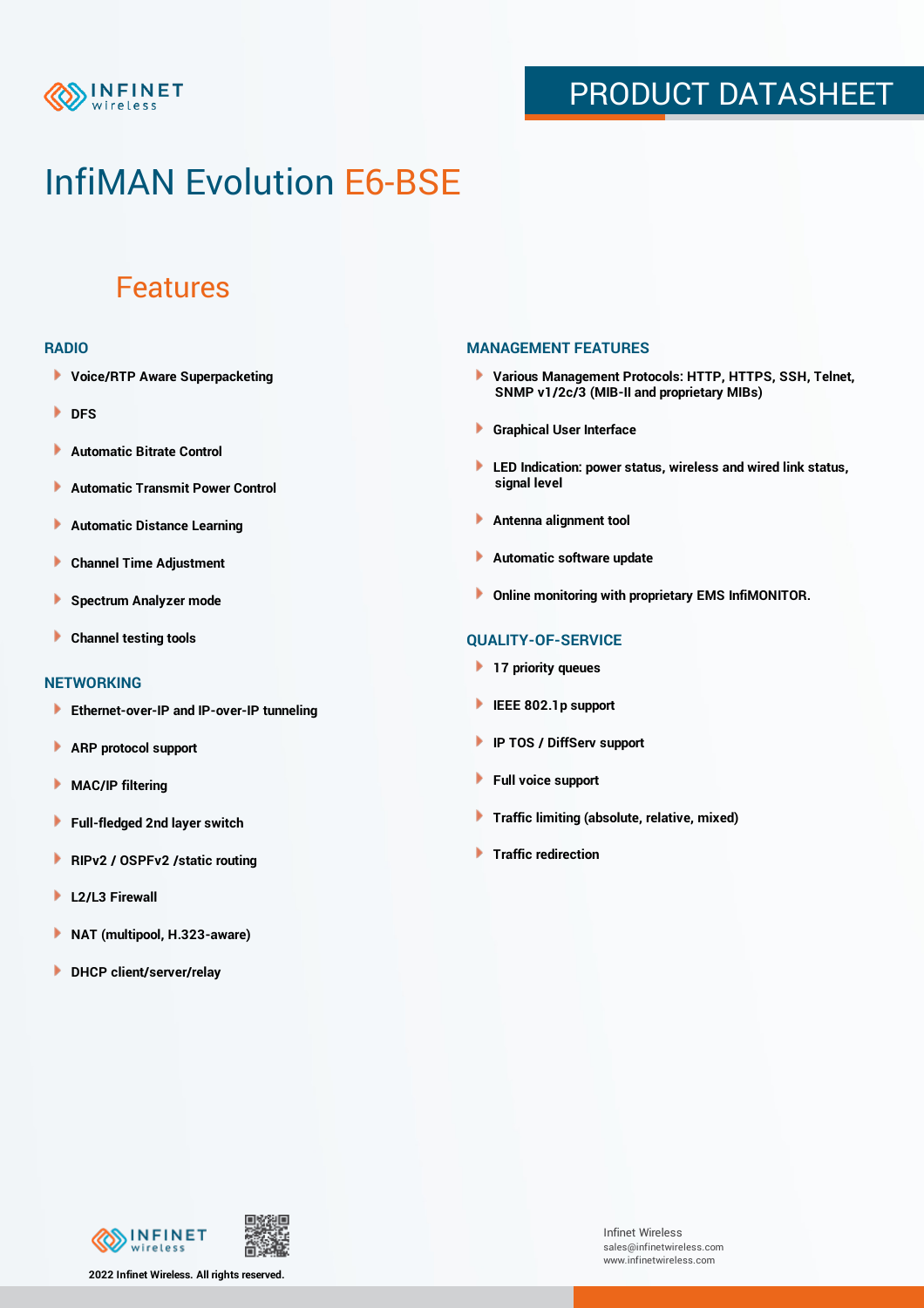# InfiMAN Evolution E6-BSE

## Features

### RADIO

- Voice/RTP Aware Superpacketing
- DFS
- Automatic Bitrate Control
- Automatic Transmit Power Control
- Automatic Distance Learning
- Channel Time Adjustment
- Spectrum Analyzer mode
- Channel testing tools

### NETWORKING

- Ethernet-over-IP and IP-over-IP tunneling
- ARP protocol support
- MAC/IP filtering
- Full-fledged 2nd layer switch
- RIPv2 / OSPFv2 /static routing
- L2/L3 Firewall
- NAT (multipool, H.323-aware)
- DHCP client/server/relay

### MANAGEMENT FEATURES

- Various Management Protocols: HTTP, HTTPS, SSH, Telnet, SNMP v1/2c/3 (MIB-II and proprietary MIBs)
- Graphical User Interface
- LED Indication: power status, wireless and wired link status, signal level
- Antenna alignment tool
- Automatic software update
- Online monitoring with proprietary EMS InfiMONITOR.

### QUALITY-OF-SERVICE

- 17 priority queues
- IEEE 802.1p support
- IP TOS / DiffServ support
- Full voice support
- Traffic limiting (absolute, relative, mixed)
- Traffic redirection

2022 Infinet Wireless. All rights reserved.

Infinet Wireless
sales@infinetwireless.com
www.infinetwireless.com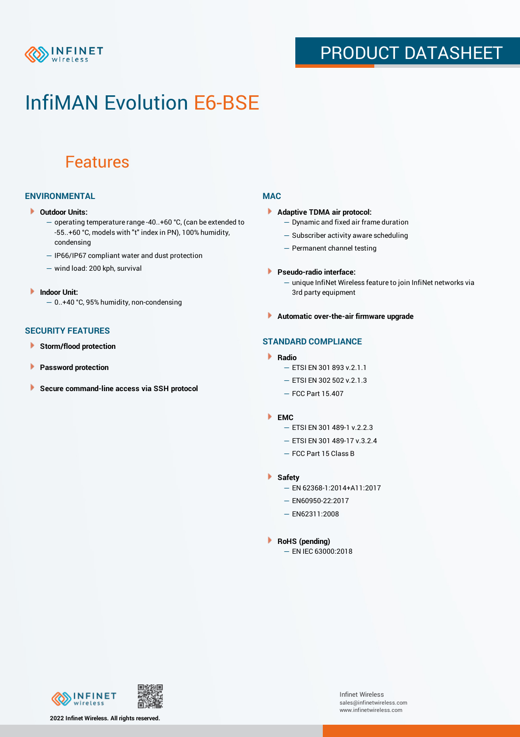# InfiMAN Evolution E6-BSE

## Features

### ENVIRONMENTAL

- **Outdoor Units:**
  - operating temperature range -40..+60 °C, (can be extended to -55..+60 °C, models with "t" index in PN), 100% humidity, condensing
  - IP66/IP67 compliant water and dust protection
  - wind load: 200 kph, survival
- **Indoor Unit:**
  - 0..+40 °C, 95% humidity, non-condensing

### SECURITY FEATURES

- **Storm/flood protection**
- **Password protection**
- **Secure command-line access via SSH protocol**

### MAC

- **Adaptive TDMA air protocol:**
  - Dynamic and fixed air frame duration
  - Subscriber activity aware scheduling
  - Permanent channel testing
- **Pseudo-radio interface:**
  - unique InfiNet Wireless feature to join InfiNet networks via 3rd party equipment
- **Automatic over-the-air firmware upgrade**

### STANDARD COMPLIANCE

- **Radio**
  - ETSI EN 301 893 v.2.1.1
  - ETSI EN 302 502 v.2.1.3
  - FCC Part 15.407
- **EMC**
  - ETSI EN 301 489-1 v.2.2.3
  - ETSI EN 301 489-17 v.3.2.4
  - FCC Part 15 Class B
- **Safety**
  - EN 62368-1:2014+A11:2017
  - EN60950-22:2017
  - EN62311:2008
- **RoHS (pending)**
  - EN IEC 63000:2018

**2022 Infinet Wireless. All rights reserved.**

Infinet Wireless
sales@infinetwireless.com
www.infinetwireless.com